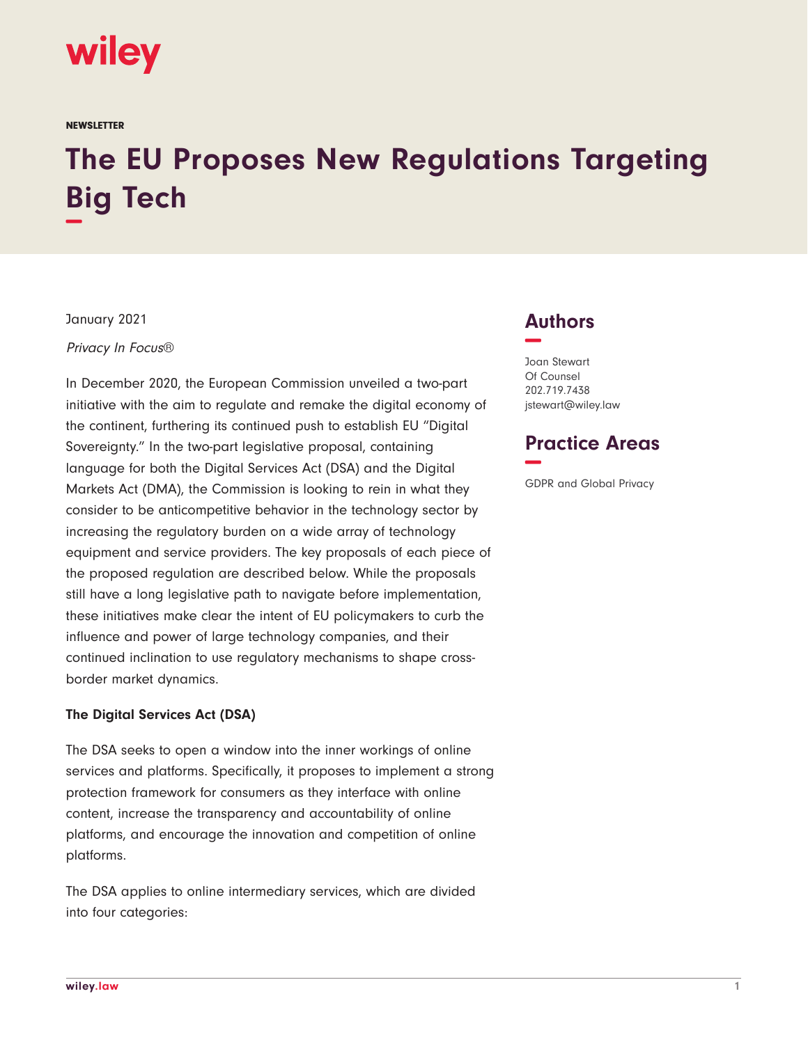NEWSLETTER

# The EU Proposes New Regulations Targeting Big Tech

January 2021

*Privacy In Focus®*

In December 2020, the European Commission unveiled a two-part initiative with the aim to regulate and remake the digital economy of the continent, furthering its continued push to establish EU "Digital Sovereignty." In the two-part legislative proposal, containing language for both the Digital Services Act (DSA) and the Digital Markets Act (DMA), the Commission is looking to rein in what they consider to be anticompetitive behavior in the technology sector by increasing the regulatory burden on a wide array of technology equipment and service providers. The key proposals of each piece of the proposed regulation are described below. While the proposals still have a long legislative path to navigate before implementation, these initiatives make clear the intent of EU policymakers to curb the influence and power of large technology companies, and their continued inclination to use regulatory mechanisms to shape cross-border market dynamics.

**The Digital Services Act (DSA)**

The DSA seeks to open a window into the inner workings of online services and platforms. Specifically, it proposes to implement a strong protection framework for consumers as they interface with online content, increase the transparency and accountability of online platforms, and encourage the innovation and competition of online platforms.

The DSA applies to online intermediary services, which are divided into four categories:

## Authors

Joan Stewart
Of Counsel
202.719.7438
jstewart@wiley.law

## Practice Areas

GDPR and Global Privacy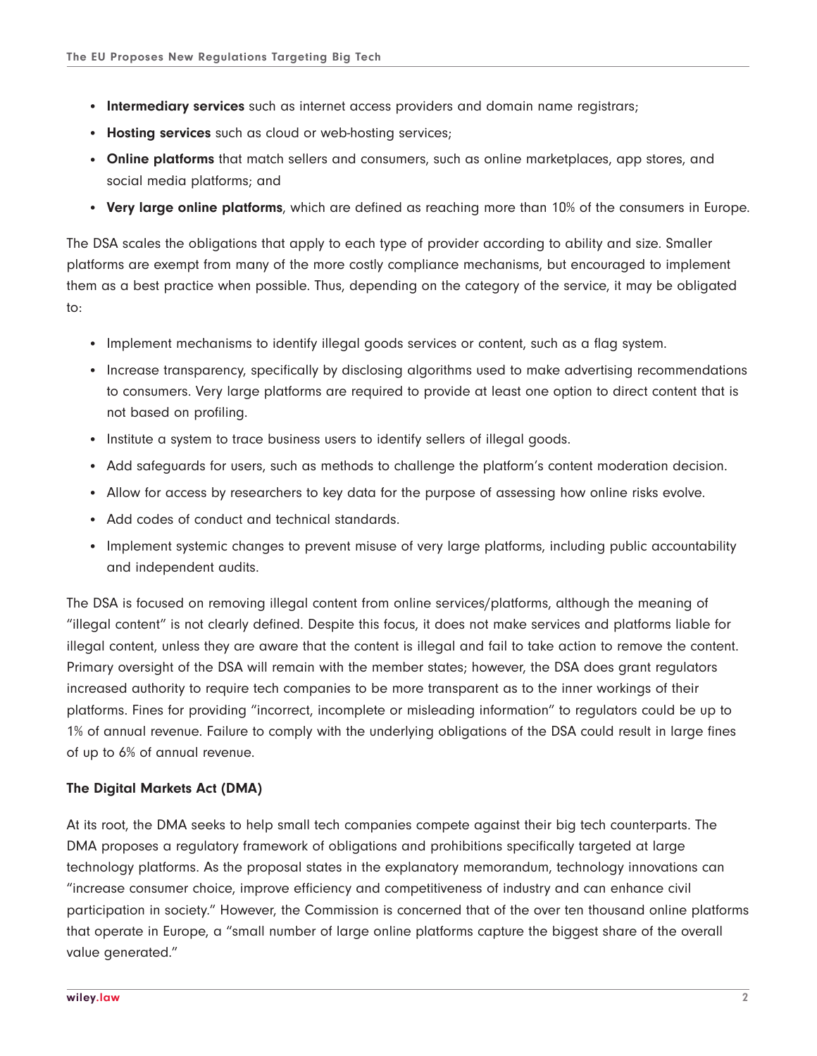- **Intermediary services** such as internet access providers and domain name registrars;
- **Hosting services** such as cloud or web-hosting services;
- **Online platforms** that match sellers and consumers, such as online marketplaces, app stores, and social media platforms; and
- **Very large online platforms**, which are defined as reaching more than 10% of the consumers in Europe.

The DSA scales the obligations that apply to each type of provider according to ability and size. Smaller platforms are exempt from many of the more costly compliance mechanisms, but encouraged to implement them as a best practice when possible. Thus, depending on the category of the service, it may be obligated to:

- Implement mechanisms to identify illegal goods services or content, such as a flag system.
- Increase transparency, specifically by disclosing algorithms used to make advertising recommendations to consumers. Very large platforms are required to provide at least one option to direct content that is not based on profiling.
- Institute a system to trace business users to identify sellers of illegal goods.
- Add safeguards for users, such as methods to challenge the platform's content moderation decision.
- Allow for access by researchers to key data for the purpose of assessing how online risks evolve.
- Add codes of conduct and technical standards.
- Implement systemic changes to prevent misuse of very large platforms, including public accountability and independent audits.

The DSA is focused on removing illegal content from online services/platforms, although the meaning of "illegal content" is not clearly defined. Despite this focus, it does not make services and platforms liable for illegal content, unless they are aware that the content is illegal and fail to take action to remove the content. Primary oversight of the DSA will remain with the member states; however, the DSA does grant regulators increased authority to require tech companies to be more transparent as to the inner workings of their platforms. Fines for providing "incorrect, incomplete or misleading information" to regulators could be up to 1% of annual revenue. Failure to comply with the underlying obligations of the DSA could result in large fines of up to 6% of annual revenue.

**The Digital Markets Act (DMA)**

At its root, the DMA seeks to help small tech companies compete against their big tech counterparts. The DMA proposes a regulatory framework of obligations and prohibitions specifically targeted at large technology platforms. As the proposal states in the explanatory memorandum, technology innovations can "increase consumer choice, improve efficiency and competitiveness of industry and can enhance civil participation in society." However, the Commission is concerned that of the over ten thousand online platforms that operate in Europe, a "small number of large online platforms capture the biggest share of the overall value generated."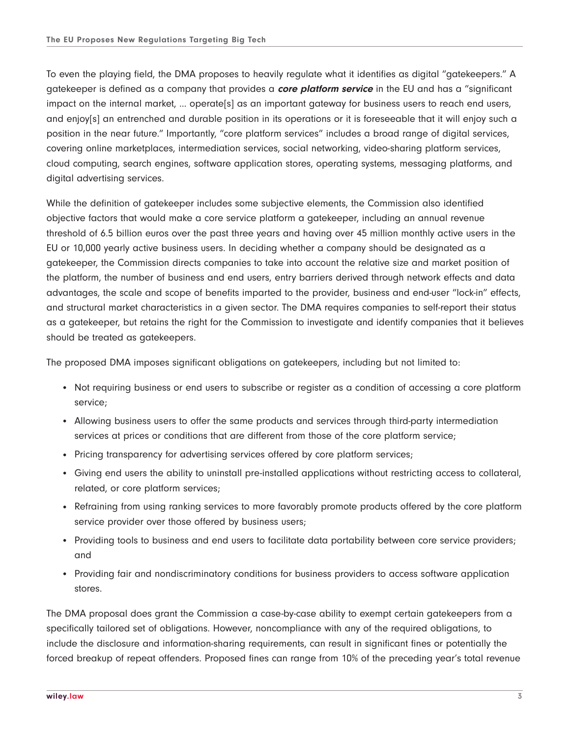To even the playing field, the DMA proposes to heavily regulate what it identifies as digital "gatekeepers." A gatekeeper is defined as a company that provides a ***core platform service*** in the EU and has a "significant impact on the internal market, … operate[s] as an important gateway for business users to reach end users, and enjoy[s] an entrenched and durable position in its operations or it is foreseeable that it will enjoy such a position in the near future." Importantly, "core platform services" includes a broad range of digital services, covering online marketplaces, intermediation services, social networking, video-sharing platform services, cloud computing, search engines, software application stores, operating systems, messaging platforms, and digital advertising services.

While the definition of gatekeeper includes some subjective elements, the Commission also identified objective factors that would make a core service platform a gatekeeper, including an annual revenue threshold of 6.5 billion euros over the past three years and having over 45 million monthly active users in the EU or 10,000 yearly active business users. In deciding whether a company should be designated as a gatekeeper, the Commission directs companies to take into account the relative size and market position of the platform, the number of business and end users, entry barriers derived through network effects and data advantages, the scale and scope of benefits imparted to the provider, business and end-user "lock-in" effects, and structural market characteristics in a given sector. The DMA requires companies to self-report their status as a gatekeeper, but retains the right for the Commission to investigate and identify companies that it believes should be treated as gatekeepers.

The proposed DMA imposes significant obligations on gatekeepers, including but not limited to:

- Not requiring business or end users to subscribe or register as a condition of accessing a core platform service;
- Allowing business users to offer the same products and services through third-party intermediation services at prices or conditions that are different from those of the core platform service;
- Pricing transparency for advertising services offered by core platform services;
- Giving end users the ability to uninstall pre-installed applications without restricting access to collateral, related, or core platform services;
- Refraining from using ranking services to more favorably promote products offered by the core platform service provider over those offered by business users;
- Providing tools to business and end users to facilitate data portability between core service providers; and
- Providing fair and nondiscriminatory conditions for business providers to access software application stores.

The DMA proposal does grant the Commission a case-by-case ability to exempt certain gatekeepers from a specifically tailored set of obligations. However, noncompliance with any of the required obligations, to include the disclosure and information-sharing requirements, can result in significant fines or potentially the forced breakup of repeat offenders. Proposed fines can range from 10% of the preceding year's total revenue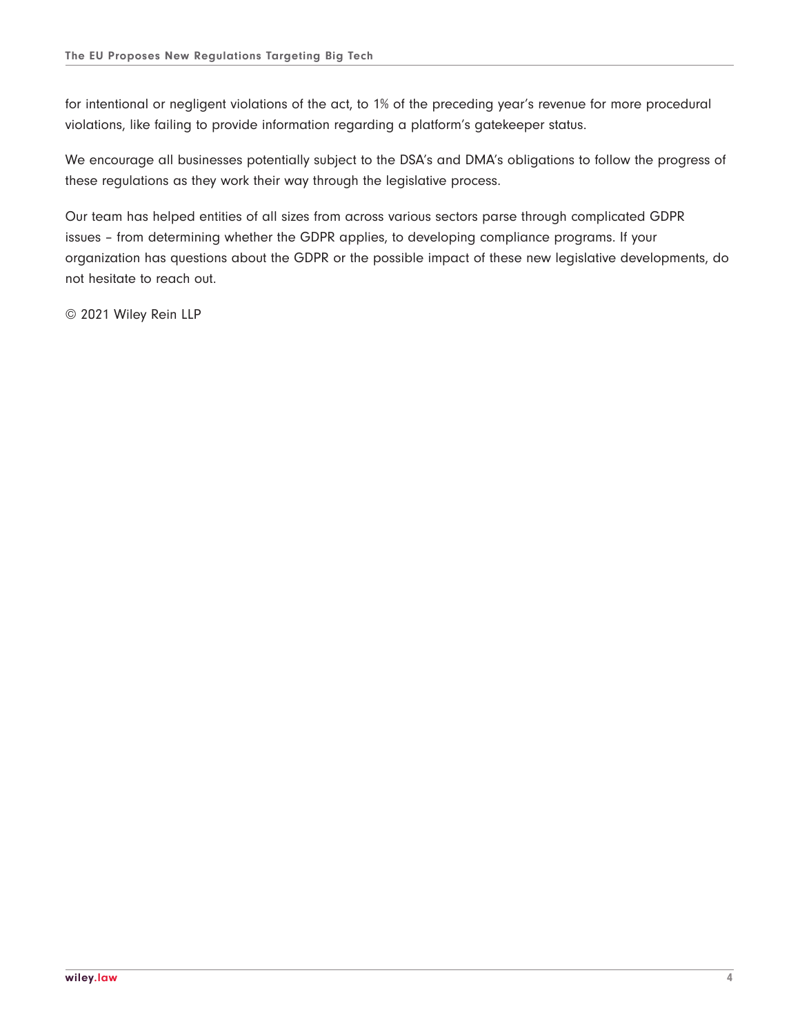for intentional or negligent violations of the act, to 1% of the preceding year's revenue for more procedural violations, like failing to provide information regarding a platform's gatekeeper status.

We encourage all businesses potentially subject to the DSA's and DMA's obligations to follow the progress of these regulations as they work their way through the legislative process.

Our team has helped entities of all sizes from across various sectors parse through complicated GDPR issues – from determining whether the GDPR applies, to developing compliance programs. If your organization has questions about the GDPR or the possible impact of these new legislative developments, do not hesitate to reach out.

© 2021 Wiley Rein LLP